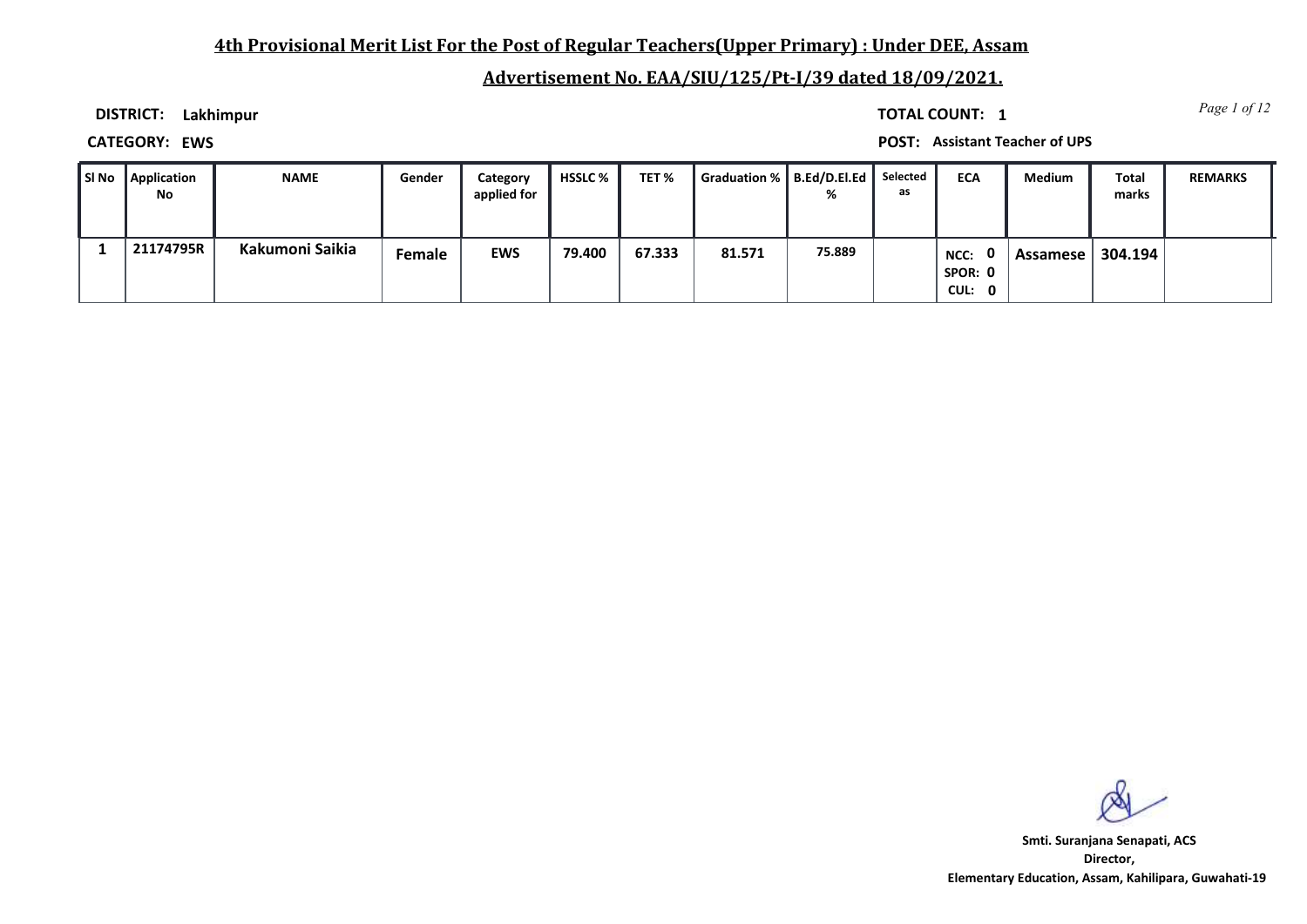## 4th Provisional Merit List For the Post of Regular Teachers(Upper Primary) : Under DEE, Assam

## Advertisement No. EAA/SIU/125/Pt-I/39 dated 18/09/2021.

**DISTRICT:** Lakhimpur

**TOTAL COUNT:** 1

**CATEGORY:** EWS

**POST:** Assistant Teacher of UPS

| Sl No | Application No | NAME | Gender | Category applied for | HSSLC % | TET % | Graduation % | B.Ed/D.El.Ed % | Selected as | ECA | Medium | Total marks | REMARKS |
|---|---|---|---|---|---|---|---|---|---|---|---|---|---|
| 1 | 21174795R | Kakumoni Saikia | Female | EWS | 79.400 | 67.333 | 81.571 | 75.889 | | NCC: 0 SPOR: 0 CUL: 0 | Assamese | 304.194 | |

**Smti. Suranjana Senapati, ACS**
**Director,**
**Elementary Education, Assam, Kahilipara, Guwahati-19**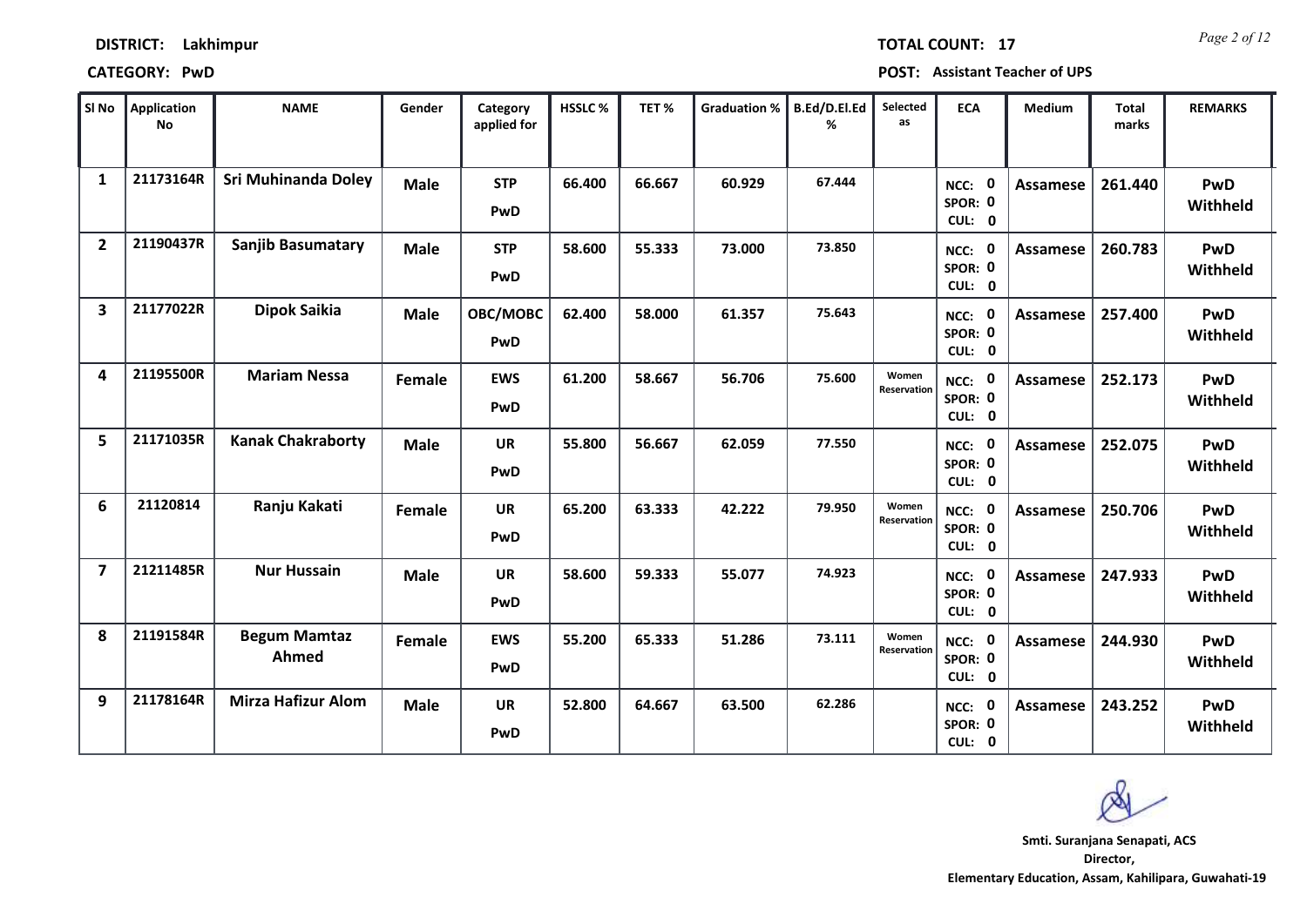**DISTRICT: Lakhimpur** **TOTAL COUNT: 17**

**CATEGORY: PwD** **POST: Assistant Teacher of UPS**

| Sl No | Application No | NAME | Gender | Category applied for | HSSLC % | TET % | Graduation % | B.Ed/D.El.Ed % | Selected as | ECA | Medium | Total marks | REMARKS |
|---|---|---|---|---|---|---|---|---|---|---|---|---|---|
| 1 | 21173164R | Sri Muhinanda Doley | Male | STP PwD | 66.400 | 66.667 | 60.929 | 67.444 | | NCC: 0 SPOR: 0 CUL: 0 | Assamese | 261.440 | PwD Withheld |
| 2 | 21190437R | Sanjib Basumatary | Male | STP PwD | 58.600 | 55.333 | 73.000 | 73.850 | | NCC: 0 SPOR: 0 CUL: 0 | Assamese | 260.783 | PwD Withheld |
| 3 | 21177022R | Dipok Saikia | Male | OBC/MOBC PwD | 62.400 | 58.000 | 61.357 | 75.643 | | NCC: 0 SPOR: 0 CUL: 0 | Assamese | 257.400 | PwD Withheld |
| 4 | 21195500R | Mariam Nessa | Female | EWS PwD | 61.200 | 58.667 | 56.706 | 75.600 | Women Reservation | NCC: 0 SPOR: 0 CUL: 0 | Assamese | 252.173 | PwD Withheld |
| 5 | 21171035R | Kanak Chakraborty | Male | UR PwD | 55.800 | 56.667 | 62.059 | 77.550 | | NCC: 0 SPOR: 0 CUL: 0 | Assamese | 252.075 | PwD Withheld |
| 6 | 21120814 | Ranju Kakati | Female | UR PwD | 65.200 | 63.333 | 42.222 | 79.950 | Women Reservation | NCC: 0 SPOR: 0 CUL: 0 | Assamese | 250.706 | PwD Withheld |
| 7 | 21211485R | Nur Hussain | Male | UR PwD | 58.600 | 59.333 | 55.077 | 74.923 | | NCC: 0 SPOR: 0 CUL: 0 | Assamese | 247.933 | PwD Withheld |
| 8 | 21191584R | Begum Mamtaz Ahmed | Female | EWS PwD | 55.200 | 65.333 | 51.286 | 73.111 | Women Reservation | NCC: 0 SPOR: 0 CUL: 0 | Assamese | 244.930 | PwD Withheld |
| 9 | 21178164R | Mirza Hafizur Alom | Male | UR PwD | 52.800 | 64.667 | 63.500 | 62.286 | | NCC: 0 SPOR: 0 CUL: 0 | Assamese | 243.252 | PwD Withheld |

**Smti. Suranjana Senapati, ACS**
**Director,**
**Elementary Education, Assam, Kahilipara, Guwahati-19**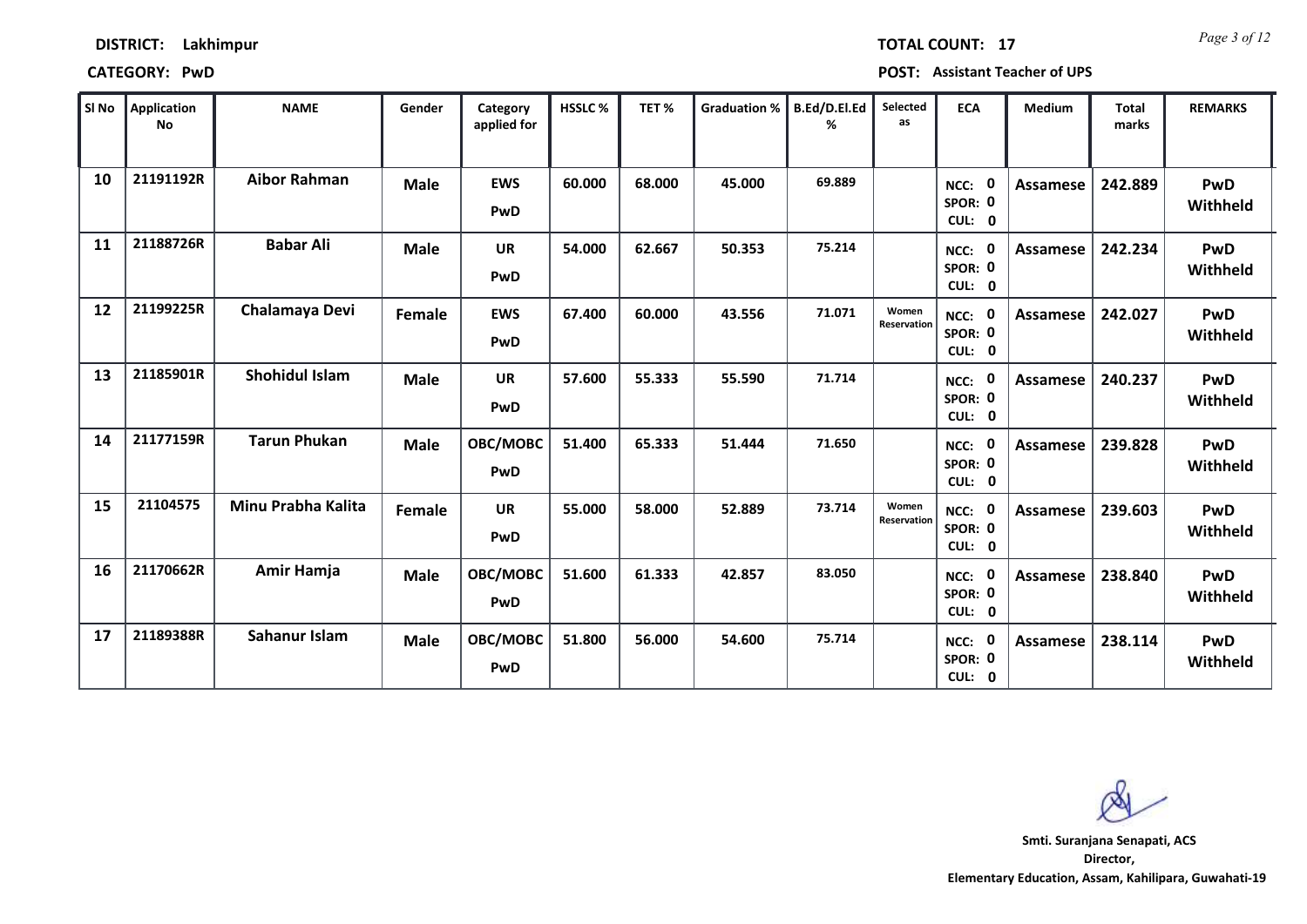**DISTRICT:** Lakhimpur

**CATEGORY:** PwD

**TOTAL COUNT:** 17

**POST:** Assistant Teacher of UPS

| Sl No | Application No | NAME | Gender | Category applied for | HSSLC % | TET % | Graduation % | B.Ed/D.El.Ed % | Selected as | ECA | Medium | Total marks | REMARKS |
|---|---|---|---|---|---|---|---|---|---|---|---|---|---|
| 10 | 21191192R | Aibor Rahman | Male | EWS PwD | 60.000 | 68.000 | 45.000 | 69.889 | | NCC: 0 SPOR: 0 CUL: 0 | Assamese | 242.889 | PwD Withheld |
| 11 | 21188726R | Babar Ali | Male | UR PwD | 54.000 | 62.667 | 50.353 | 75.214 | | NCC: 0 SPOR: 0 CUL: 0 | Assamese | 242.234 | PwD Withheld |
| 12 | 21199225R | Chalamaya Devi | Female | EWS PwD | 67.400 | 60.000 | 43.556 | 71.071 | Women Reservation | NCC: 0 SPOR: 0 CUL: 0 | Assamese | 242.027 | PwD Withheld |
| 13 | 21185901R | Shohidul Islam | Male | UR PwD | 57.600 | 55.333 | 55.590 | 71.714 | | NCC: 0 SPOR: 0 CUL: 0 | Assamese | 240.237 | PwD Withheld |
| 14 | 21177159R | Tarun Phukan | Male | OBC/MOBC PwD | 51.400 | 65.333 | 51.444 | 71.650 | | NCC: 0 SPOR: 0 CUL: 0 | Assamese | 239.828 | PwD Withheld |
| 15 | 21104575 | Minu Prabha Kalita | Female | UR PwD | 55.000 | 58.000 | 52.889 | 73.714 | Women Reservation | NCC: 0 SPOR: 0 CUL: 0 | Assamese | 239.603 | PwD Withheld |
| 16 | 21170662R | Amir Hamja | Male | OBC/MOBC PwD | 51.600 | 61.333 | 42.857 | 83.050 | | NCC: 0 SPOR: 0 CUL: 0 | Assamese | 238.840 | PwD Withheld |
| 17 | 21189388R | Sahanur Islam | Male | OBC/MOBC PwD | 51.800 | 56.000 | 54.600 | 75.714 | | NCC: 0 SPOR: 0 CUL: 0 | Assamese | 238.114 | PwD Withheld |

**Smti. Suranjana Senapati, ACS**
**Director,**
**Elementary Education, Assam, Kahilipara, Guwahati-19**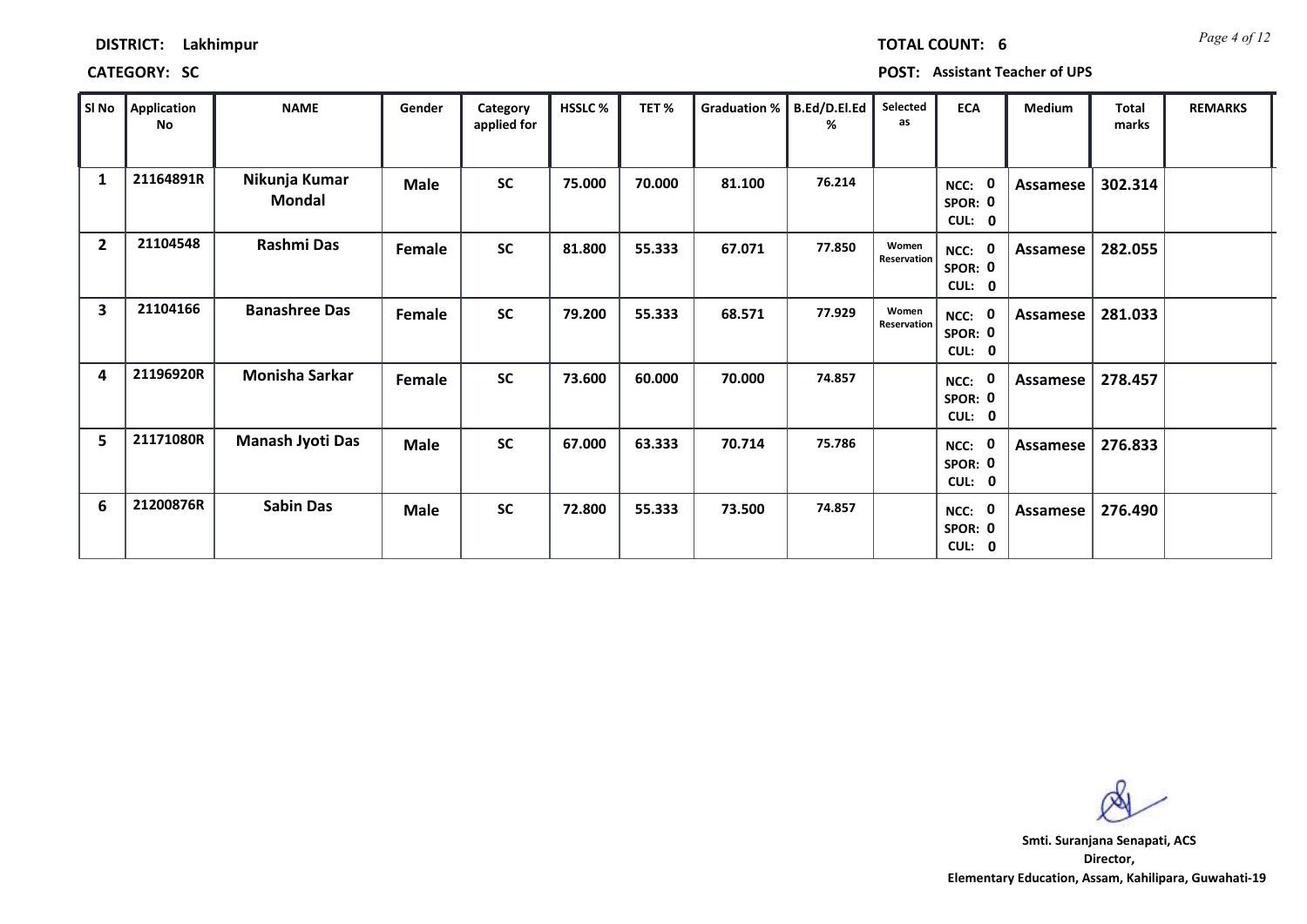**DISTRICT:** Lakhimpur

**TOTAL COUNT:** 6

**CATEGORY:** SC

**POST:** Assistant Teacher of UPS

| Sl No | Application No | NAME | Gender | Category applied for | HSSLC % | TET % | Graduation % | B.Ed/D.El.Ed % | Selected as | ECA | Medium | Total marks | REMARKS |
|---|---|---|---|---|---|---|---|---|---|---|---|---|---|
| 1 | 21164891R | Nikunja Kumar Mondal | Male | SC | 75.000 | 70.000 | 81.100 | 76.214 | | NCC: 0 SPOR: 0 CUL: 0 | Assamese | 302.314 | |
| 2 | 21104548 | Rashmi Das | Female | SC | 81.800 | 55.333 | 67.071 | 77.850 | Women Reservation | NCC: 0 SPOR: 0 CUL: 0 | Assamese | 282.055 | |
| 3 | 21104166 | Banashree Das | Female | SC | 79.200 | 55.333 | 68.571 | 77.929 | Women Reservation | NCC: 0 SPOR: 0 CUL: 0 | Assamese | 281.033 | |
| 4 | 21196920R | Monisha Sarkar | Female | SC | 73.600 | 60.000 | 70.000 | 74.857 | | NCC: 0 SPOR: 0 CUL: 0 | Assamese | 278.457 | |
| 5 | 21171080R | Manash Jyoti Das | Male | SC | 67.000 | 63.333 | 70.714 | 75.786 | | NCC: 0 SPOR: 0 CUL: 0 | Assamese | 276.833 | |
| 6 | 21200876R | Sabin Das | Male | SC | 72.800 | 55.333 | 73.500 | 74.857 | | NCC: 0 SPOR: 0 CUL: 0 | Assamese | 276.490 | |

**Smti. Suranjana Senapati, ACS**
**Director,**
**Elementary Education, Assam, Kahilipara, Guwahati-19**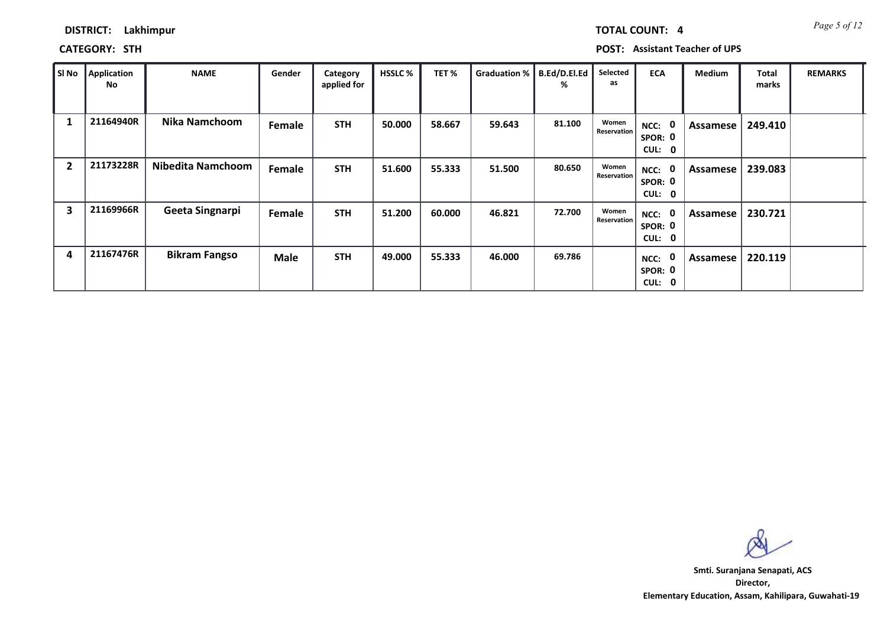**DISTRICT:** Lakhimpur

**TOTAL COUNT:** 4

**CATEGORY:** STH

**POST:** Assistant Teacher of UPS

| Sl No | Application No | NAME | Gender | Category applied for | HSSLC % | TET % | Graduation % | B.Ed/D.El.Ed % | Selected as | ECA | Medium | Total marks | REMARKS |
|---|---|---|---|---|---|---|---|---|---|---|---|---|---|
| 1 | 21164940R | Nika Namchoom | Female | STH | 50.000 | 58.667 | 59.643 | 81.100 | Women Reservation | NCC: 0 SPOR: 0 CUL: 0 | Assamese | 249.410 | |
| 2 | 21173228R | Nibedita Namchoom | Female | STH | 51.600 | 55.333 | 51.500 | 80.650 | Women Reservation | NCC: 0 SPOR: 0 CUL: 0 | Assamese | 239.083 | |
| 3 | 21169966R | Geeta Singnarpi | Female | STH | 51.200 | 60.000 | 46.821 | 72.700 | Women Reservation | NCC: 0 SPOR: 0 CUL: 0 | Assamese | 230.721 | |
| 4 | 21167476R | Bikram Fangso | Male | STH | 49.000 | 55.333 | 46.000 | 69.786 | | NCC: 0 SPOR: 0 CUL: 0 | Assamese | 220.119 | |

**Smti. Suranjana Senapati, ACS**
**Director,**
**Elementary Education, Assam, Kahilipara, Guwahati-19**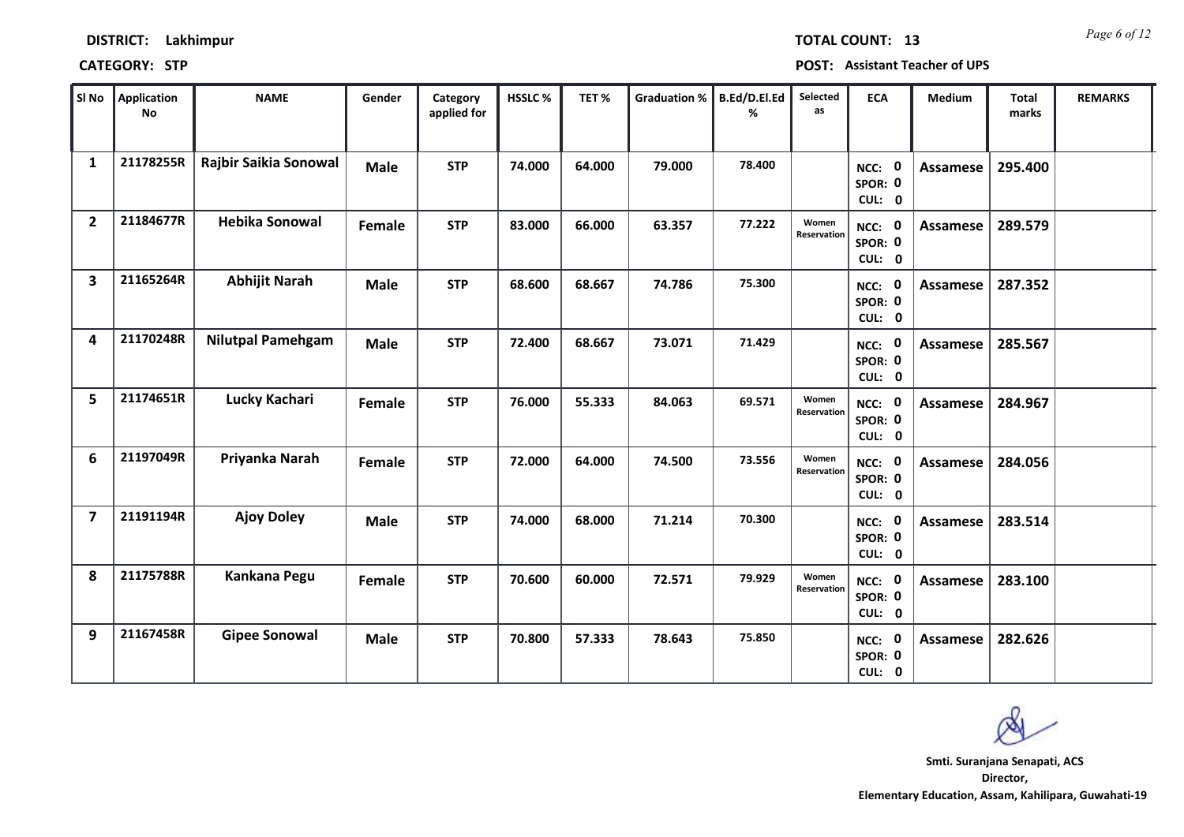**DISTRICT:** Lakhimpur

**TOTAL COUNT:** 13

**CATEGORY:** STP

**POST:** Assistant Teacher of UPS

| Sl No | Application No | NAME | Gender | Category applied for | HSSLC % | TET % | Graduation % | B.Ed/D.El.Ed % | Selected as | ECA | Medium | Total marks | REMARKS |
|---|---|---|---|---|---|---|---|---|---|---|---|---|---|
| 1 | 21178255R | Rajbir Saikia Sonowal | Male | STP | 74.000 | 64.000 | 79.000 | 78.400 | | NCC: 0 SPOR: 0 CUL: 0 | Assamese | 295.400 | |
| 2 | 21184677R | Hebika Sonowal | Female | STP | 83.000 | 66.000 | 63.357 | 77.222 | Women Reservation | NCC: 0 SPOR: 0 CUL: 0 | Assamese | 289.579 | |
| 3 | 21165264R | Abhijit Narah | Male | STP | 68.600 | 68.667 | 74.786 | 75.300 | | NCC: 0 SPOR: 0 CUL: 0 | Assamese | 287.352 | |
| 4 | 21170248R | Nilutpal Pamehgam | Male | STP | 72.400 | 68.667 | 73.071 | 71.429 | | NCC: 0 SPOR: 0 CUL: 0 | Assamese | 285.567 | |
| 5 | 21174651R | Lucky Kachari | Female | STP | 76.000 | 55.333 | 84.063 | 69.571 | Women Reservation | NCC: 0 SPOR: 0 CUL: 0 | Assamese | 284.967 | |
| 6 | 21197049R | Priyanka Narah | Female | STP | 72.000 | 64.000 | 74.500 | 73.556 | Women Reservation | NCC: 0 SPOR: 0 CUL: 0 | Assamese | 284.056 | |
| 7 | 21191194R | Ajoy Doley | Male | STP | 74.000 | 68.000 | 71.214 | 70.300 | | NCC: 0 SPOR: 0 CUL: 0 | Assamese | 283.514 | |
| 8 | 21175788R | Kankana Pegu | Female | STP | 70.600 | 60.000 | 72.571 | 79.929 | Women Reservation | NCC: 0 SPOR: 0 CUL: 0 | Assamese | 283.100 | |
| 9 | 21167458R | Gipee Sonowal | Male | STP | 70.800 | 57.333 | 78.643 | 75.850 | | NCC: 0 SPOR: 0 CUL: 0 | Assamese | 282.626 | |

**Smt. Suranjana Senapati, ACS**
**Director,**
**Elementary Education, Assam, Kahilipara, Guwahati-19**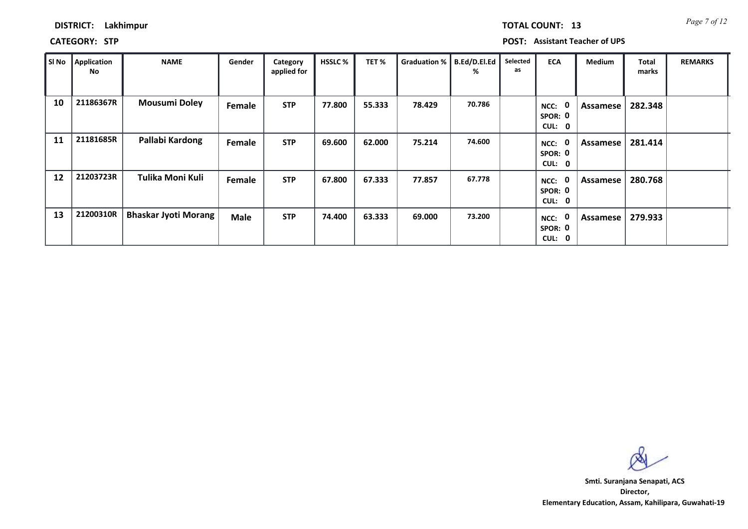**DISTRICT:** Lakhimpur

**TOTAL COUNT:** 13

**CATEGORY:** STP

**POST:** Assistant Teacher of UPS

| Sl No | Application No | NAME | Gender | Category applied for | HSSLC % | TET % | Graduation % | B.Ed/D.El.Ed % | Selected as | ECA | Medium | Total marks | REMARKS |
|---|---|---|---|---|---|---|---|---|---|---|---|---|---|
| 10 | 21186367R | Mousumi Doley | Female | STP | 77.800 | 55.333 | 78.429 | 70.786 | | NCC: 0 SPOR: 0 CUL: 0 | Assamese | 282.348 | |
| 11 | 21181685R | Pallabi Kardong | Female | STP | 69.600 | 62.000 | 75.214 | 74.600 | | NCC: 0 SPOR: 0 CUL: 0 | Assamese | 281.414 | |
| 12 | 21203723R | Tulika Moni Kuli | Female | STP | 67.800 | 67.333 | 77.857 | 67.778 | | NCC: 0 SPOR: 0 CUL: 0 | Assamese | 280.768 | |
| 13 | 21200310R | Bhaskar Jyoti Morang | Male | STP | 74.400 | 63.333 | 69.000 | 73.200 | | NCC: 0 SPOR: 0 CUL: 0 | Assamese | 279.933 | |

Smti. Suranjana Senapati, ACS
Director,
Elementary Education, Assam, Kahilipara, Guwahati-19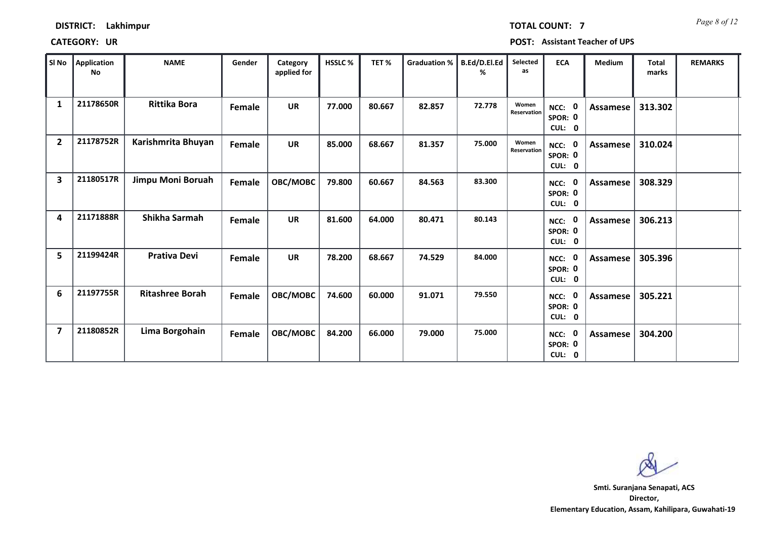**DISTRICT:** Lakhimpur

**TOTAL COUNT:** 7

**CATEGORY:** UR

**POST:** Assistant Teacher of UPS

| Sl No | Application No | NAME | Gender | Category applied for | HSSLC % | TET % | Graduation % | B.Ed/D.El.Ed % | Selected as | ECA | Medium | Total marks | REMARKS |
|---|---|---|---|---|---|---|---|---|---|---|---|---|---|
| 1 | 21178650R | Rittika Bora | Female | UR | 77.000 | 80.667 | 82.857 | 72.778 | Women Reservation | NCC: 0 SPOR: 0 CUL: 0 | Assamese | 313.302 | |
| 2 | 21178752R | Karishmrita Bhuyan | Female | UR | 85.000 | 68.667 | 81.357 | 75.000 | Women Reservation | NCC: 0 SPOR: 0 CUL: 0 | Assamese | 310.024 | |
| 3 | 21180517R | Jimpu Moni Boruah | Female | OBC/MOBC | 79.800 | 60.667 | 84.563 | 83.300 | | NCC: 0 SPOR: 0 CUL: 0 | Assamese | 308.329 | |
| 4 | 21171888R | Shikha Sarmah | Female | UR | 81.600 | 64.000 | 80.471 | 80.143 | | NCC: 0 SPOR: 0 CUL: 0 | Assamese | 306.213 | |
| 5 | 21199424R | Prativa Devi | Female | UR | 78.200 | 68.667 | 74.529 | 84.000 | | NCC: 0 SPOR: 0 CUL: 0 | Assamese | 305.396 | |
| 6 | 21197755R | Ritashree Borah | Female | OBC/MOBC | 74.600 | 60.000 | 91.071 | 79.550 | | NCC: 0 SPOR: 0 CUL: 0 | Assamese | 305.221 | |
| 7 | 21180852R | Lima Borgohain | Female | OBC/MOBC | 84.200 | 66.000 | 79.000 | 75.000 | | NCC: 0 SPOR: 0 CUL: 0 | Assamese | 304.200 | |

Smti. Suranjana Senapati, ACS
Director,
Elementary Education, Assam, Kahilipara, Guwahati-19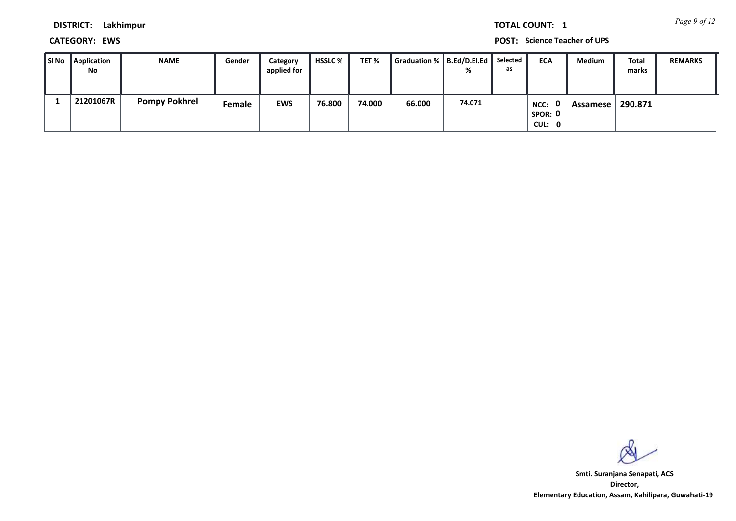**DISTRICT:** Lakhimpur

**TOTAL COUNT:** 1

**CATEGORY:** EWS

**POST:** Science Teacher of UPS

| Sl No | Application No | NAME | Gender | Category applied for | HSSLC % | TET % | Graduation % | B.Ed/D.El.Ed % | Selected as | ECA | Medium | Total marks | REMARKS |
|---|---|---|---|---|---|---|---|---|---|---|---|---|---|
| 1 | 21201067R | Pompy Pokhrel | Female | EWS | 76.800 | 74.000 | 66.000 | 74.071 | | NCC: 0 SPOR: 0 CUL: 0 | Assamese | 290.871 | |

**Smt. Suranjana Senapati, ACS**
**Director,**
**Elementary Education, Assam, Kahilipara, Guwahati-19**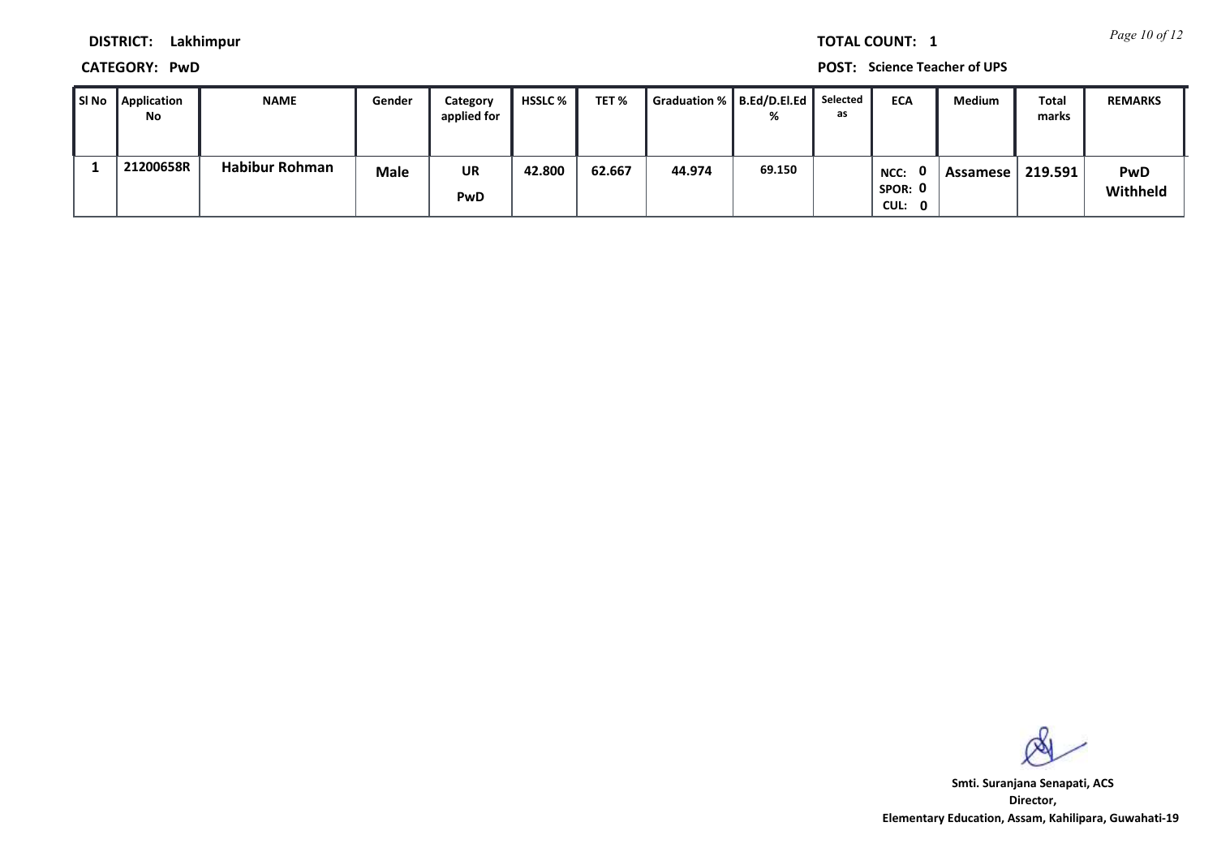**DISTRICT:** Lakhimpur

**TOTAL COUNT:** 1

**CATEGORY:** PwD

**POST:** Science Teacher of UPS

| Sl No | Application No | NAME | Gender | Category applied for | HSSLC % | TET % | Graduation % | B.Ed/D.El.Ed % | Selected as | ECA | Medium | Total marks | REMARKS |
|---|---|---|---|---|---|---|---|---|---|---|---|---|---|
| 1 | 21200658R | Habibur Rohman | Male | UR PwD | 42.800 | 62.667 | 44.974 | 69.150 | | NCC: 0 SPOR: 0 CUL: 0 | Assamese | 219.591 | PwD Withheld |

Smt. Suranjana Senapati, ACS
Director,
Elementary Education, Assam, Kahilipara, Guwahati-19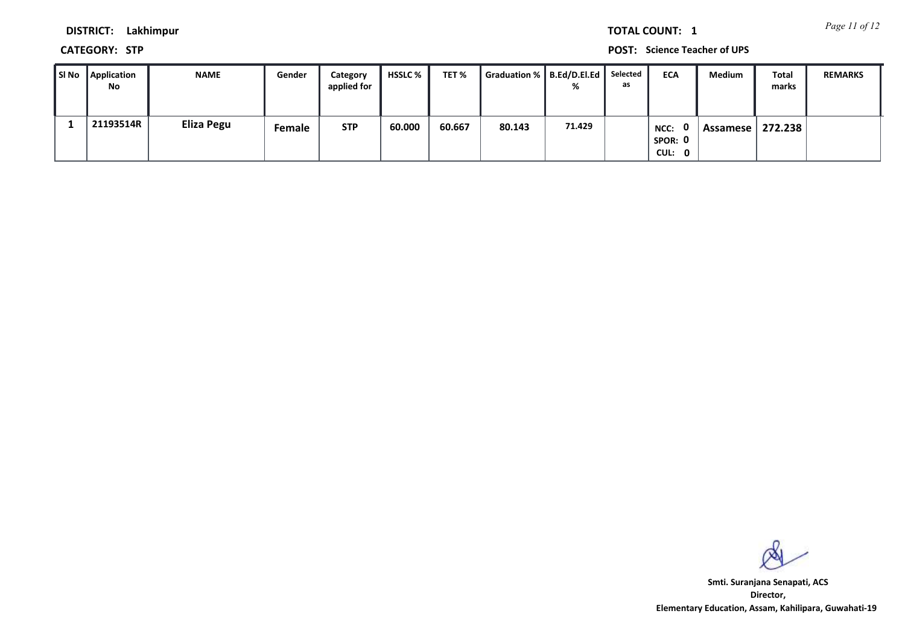**DISTRICT:** Lakhimpur

**CATEGORY:** STP

**TOTAL COUNT:** 1

**POST:** Science Teacher of UPS

| Sl No | Application No | NAME | Gender | Category applied for | HSSLC % | TET % | Graduation % | B.Ed/D.El.Ed % | Selected as | ECA | Medium | Total marks | REMARKS |
|---|---|---|---|---|---|---|---|---|---|---|---|---|---|
| 1 | 21193514R | Eliza Pegu | Female | STP | 60.000 | 60.667 | 80.143 | 71.429 | | NCC: 0 SPOR: 0 CUL: 0 | Assamese | 272.238 | |

**Smti. Suranjana Senapati, ACS**
**Director,**
**Elementary Education, Assam, Kahilipara, Guwahati-19**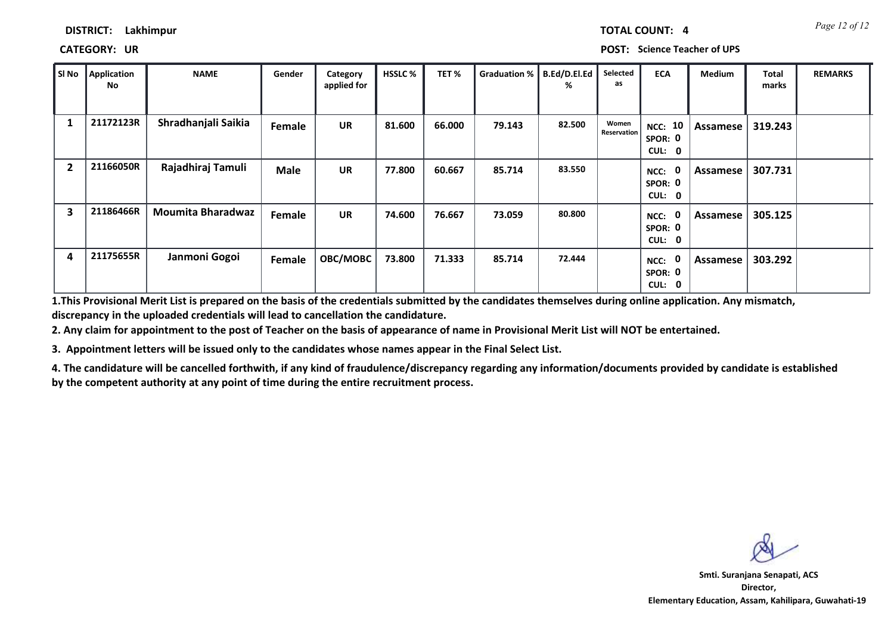**DISTRICT: Lakhimpur** **TOTAL COUNT: 4**

**CATEGORY: UR** **POST: Science Teacher of UPS**

| Sl No | Application No | NAME | Gender | Category applied for | HSSLC % | TET % | Graduation % | B.Ed/D.El.Ed % | Selected as | ECA | Medium | Total marks | REMARKS |
|---|---|---|---|---|---|---|---|---|---|---|---|---|---|
| 1 | 21172123R | Shradhanjali Saikia | Female | UR | 81.600 | 66.000 | 79.143 | 82.500 | Women Reservation | NCC: 10 SPOR: 0 CUL: 0 | Assamese | 319.243 | |
| 2 | 21166050R | Rajadhiraj Tamuli | Male | UR | 77.800 | 60.667 | 85.714 | 83.550 | | NCC: 0 SPOR: 0 CUL: 0 | Assamese | 307.731 | |
| 3 | 21186466R | Moumita Bharadwaz | Female | UR | 74.600 | 76.667 | 73.059 | 80.800 | | NCC: 0 SPOR: 0 CUL: 0 | Assamese | 305.125 | |
| 4 | 21175655R | Janmoni Gogoi | Female | OBC/MOBC | 73.800 | 71.333 | 85.714 | 72.444 | | NCC: 0 SPOR: 0 CUL: 0 | Assamese | 303.292 | |

**1.This Provisional Merit List is prepared on the basis of the credentials submitted by the candidates themselves during online application. Any mismatch, discrepancy in the uploaded credentials will lead to cancellation the candidature.**

**2. Any claim for appointment to the post of Teacher on the basis of appearance of name in Provisional Merit List will NOT be entertained.**

**3. Appointment letters will be issued only to the candidates whose names appear in the Final Select List.**

**4. The candidature will be cancelled forthwith, if any kind of fraudulence/discrepancy regarding any information/documents provided by candidate is established by the competent authority at any point of time during the entire recruitment process.**

**Smti. Suranjana Senapati, ACS**
**Director,**
**Elementary Education, Assam, Kahilipara, Guwahati-19**